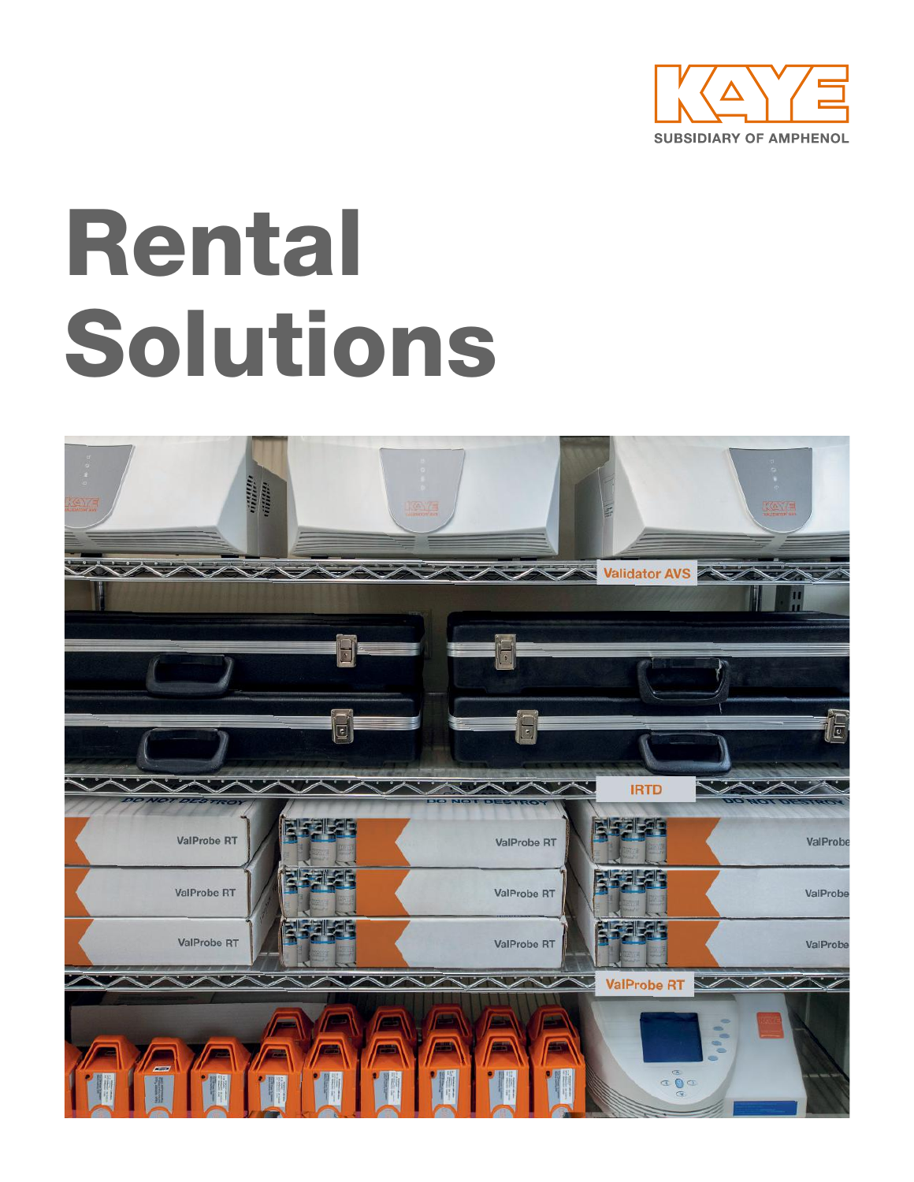KAYE

SUBSIDIARY OF AMPHENOL

# Rental Solutions

Validator AVS

IRTD

ValProbe RT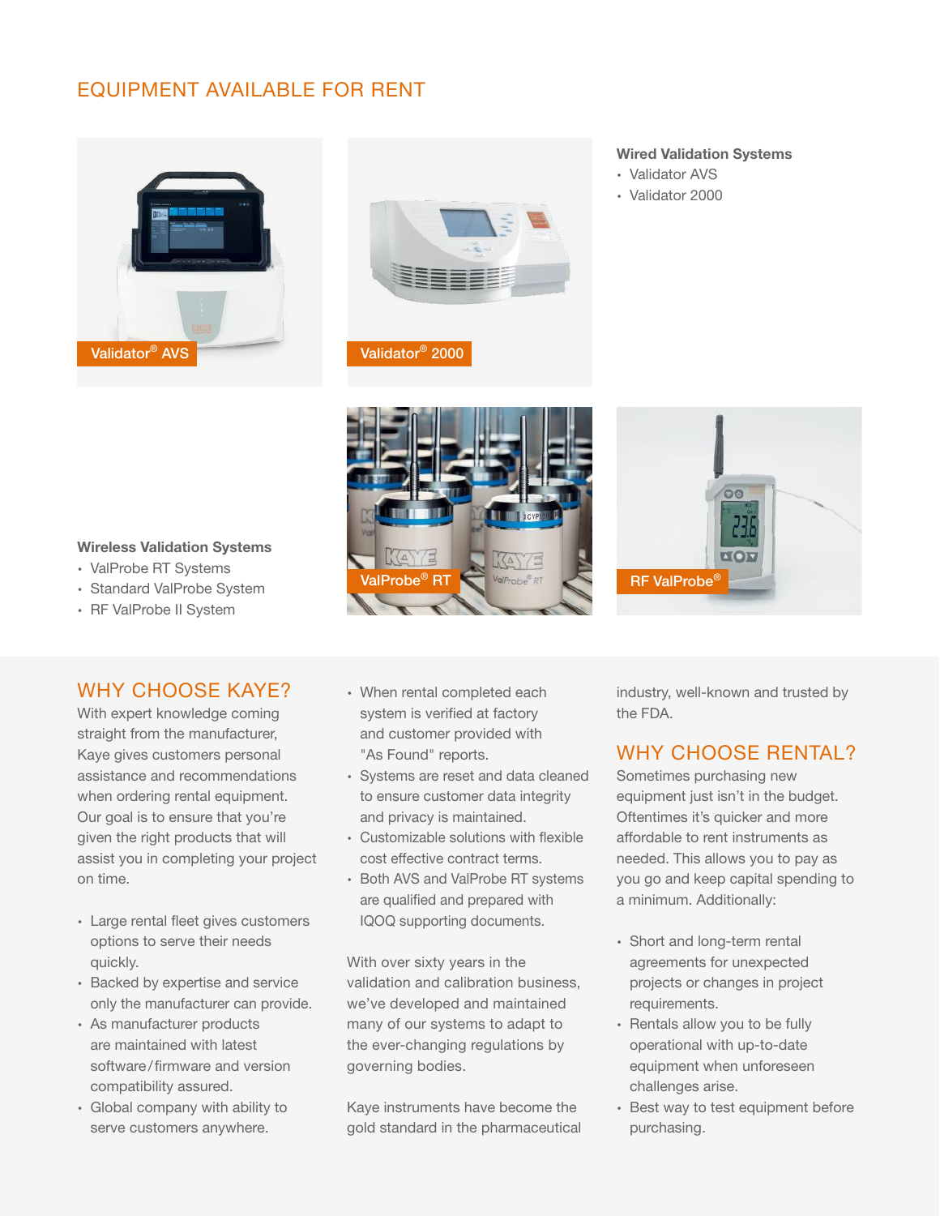## EQUIPMENT AVAILABLE FOR RENT

Validator® AVS

Validator® 2000

**Wired Validation Systems**

- Validator AVS
- Validator 2000

**Wireless Validation Systems**

- ValProbe RT Systems
- Standard ValProbe System
- RF ValProbe II System

ValProbe® RT

RF ValProbe®

## WHY CHOOSE KAYE?

With expert knowledge coming straight from the manufacturer, Kaye gives customers personal assistance and recommendations when ordering rental equipment. Our goal is to ensure that you're given the right products that will assist you in completing your project on time.

- Large rental fleet gives customers options to serve their needs quickly.
- Backed by expertise and service only the manufacturer can provide.
- As manufacturer products are maintained with latest software/firmware and version compatibility assured.
- Global company with ability to serve customers anywhere.
- When rental completed each system is verified at factory and customer provided with "As Found" reports.
- Systems are reset and data cleaned to ensure customer data integrity and privacy is maintained.
- Customizable solutions with flexible cost effective contract terms.
- Both AVS and ValProbe RT systems are qualified and prepared with IQOQ supporting documents.

With over sixty years in the validation and calibration business, we've developed and maintained many of our systems to adapt to the ever-changing regulations by governing bodies.

Kaye instruments have become the gold standard in the pharmaceutical industry, well-known and trusted by the FDA.

## WHY CHOOSE RENTAL?

Sometimes purchasing new equipment just isn't in the budget. Oftentimes it's quicker and more affordable to rent instruments as needed. This allows you to pay as you go and keep capital spending to a minimum. Additionally:

- Short and long-term rental agreements for unexpected projects or changes in project requirements.
- Rentals allow you to be fully operational with up-to-date equipment when unforeseen challenges arise.
- Best way to test equipment before purchasing.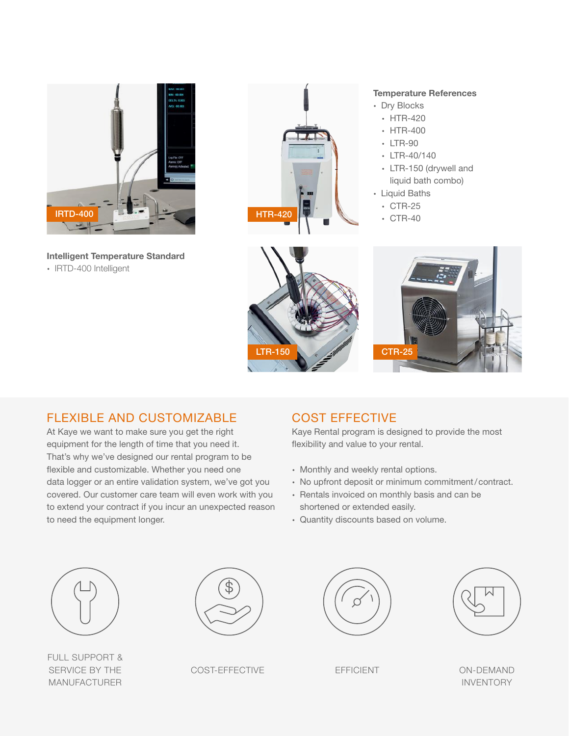IRTD-400

HTR-420

**Temperature References**

- Dry Blocks
  - HTR-420
  - HTR-400
  - LTR-90
  - LTR-40/140
  - LTR-150 (drywell and liquid bath combo)
- Liquid Baths
  - CTR-25
  - CTR-40

**Intelligent Temperature Standard**

- IRTD-400 Intelligent

LTR-150

CTR-25

## FLEXIBLE AND CUSTOMIZABLE

At Kaye we want to make sure you get the right equipment for the length of time that you need it. That's why we've designed our rental program to be flexible and customizable. Whether you need one data logger or an entire validation system, we've got you covered. Our customer care team will even work with you to extend your contract if you incur an unexpected reason to need the equipment longer.

## COST EFFECTIVE

Kaye Rental program is designed to provide the most flexibility and value to your rental.

- Monthly and weekly rental options.
- No upfront deposit or minimum commitment/contract.
- Rentals invoiced on monthly basis and can be shortened or extended easily.
- Quantity discounts based on volume.

FULL SUPPORT & SERVICE BY THE MANUFACTURER

COST-EFFECTIVE

EFFICIENT

ON-DEMAND INVENTORY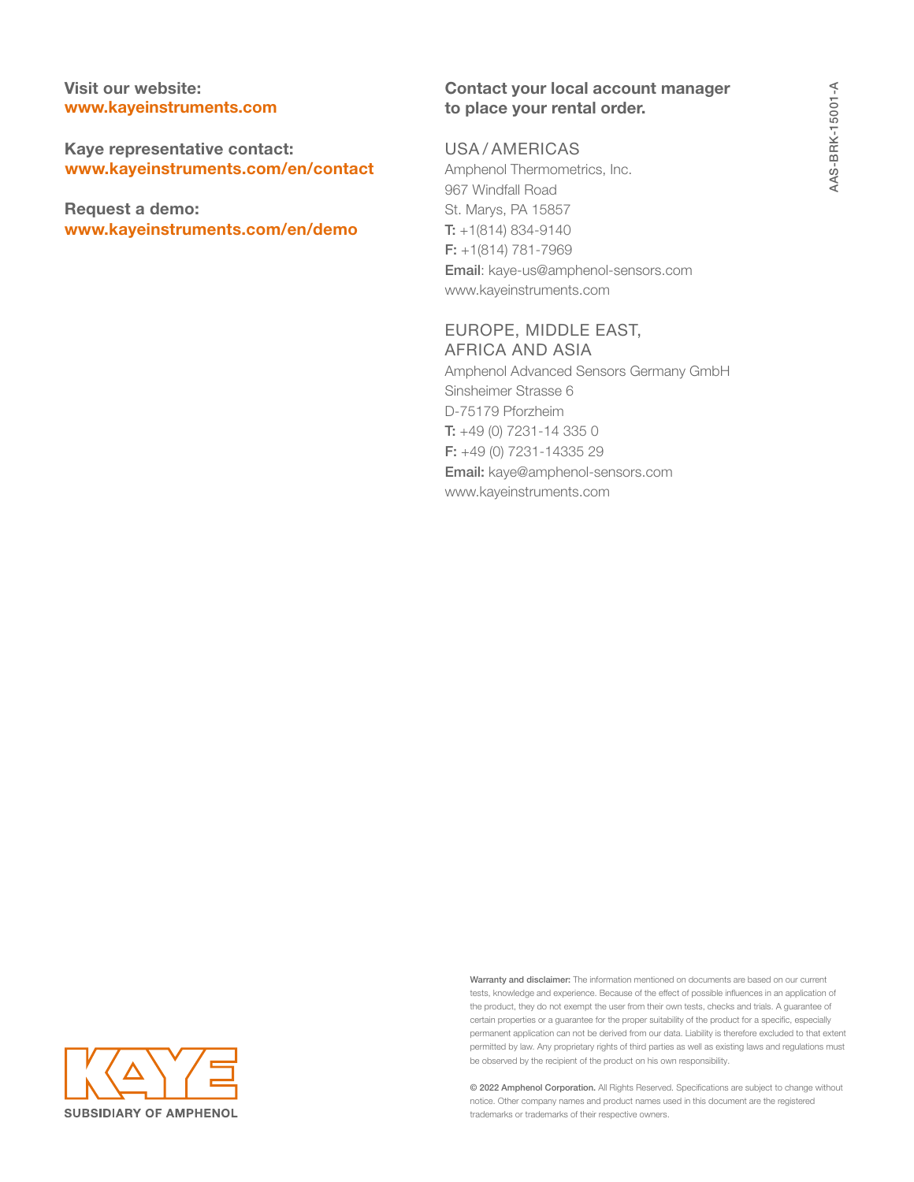**Visit our website:**
**www.kayeinstruments.com**

**Kaye representative contact:**
**www.kayeinstruments.com/en/contact**

**Request a demo:**
**www.kayeinstruments.com/en/demo**

**Contact your local account manager to place your rental order.**

USA / AMERICAS

Amphenol Thermometrics, Inc.
967 Windfall Road
St. Marys, PA 15857
**T:** +1(814) 834-9140
**F:** +1(814) 781-7969
**Email**: kaye-us@amphenol-sensors.com
www.kayeinstruments.com

EUROPE, MIDDLE EAST, AFRICA AND ASIA

Amphenol Advanced Sensors Germany GmbH
Sinsheimer Strasse 6
D-75179 Pforzheim
**T:** +49 (0) 7231-14 335 0
**F:** +49 (0) 7231-14335 29
**Email:** kaye@amphenol-sensors.com
www.kayeinstruments.com

AAS-BRK-15001-A

KAYE
SUBSIDIARY OF AMPHENOL

**Warranty and disclaimer:** The information mentioned on documents are based on our current tests, knowledge and experience. Because of the effect of possible influences in an application of the product, they do not exempt the user from their own tests, checks and trials. A guarantee of certain properties or a guarantee for the proper suitability of the product for a specific, especially permanent application can not be derived from our data. Liability is therefore excluded to that extent permitted by law. Any proprietary rights of third parties as well as existing laws and regulations must be observed by the recipient of the product on his own responsibility.

**© 2022 Amphenol Corporation.** All Rights Reserved. Specifications are subject to change without notice. Other company names and product names used in this document are the registered trademarks or trademarks of their respective owners.